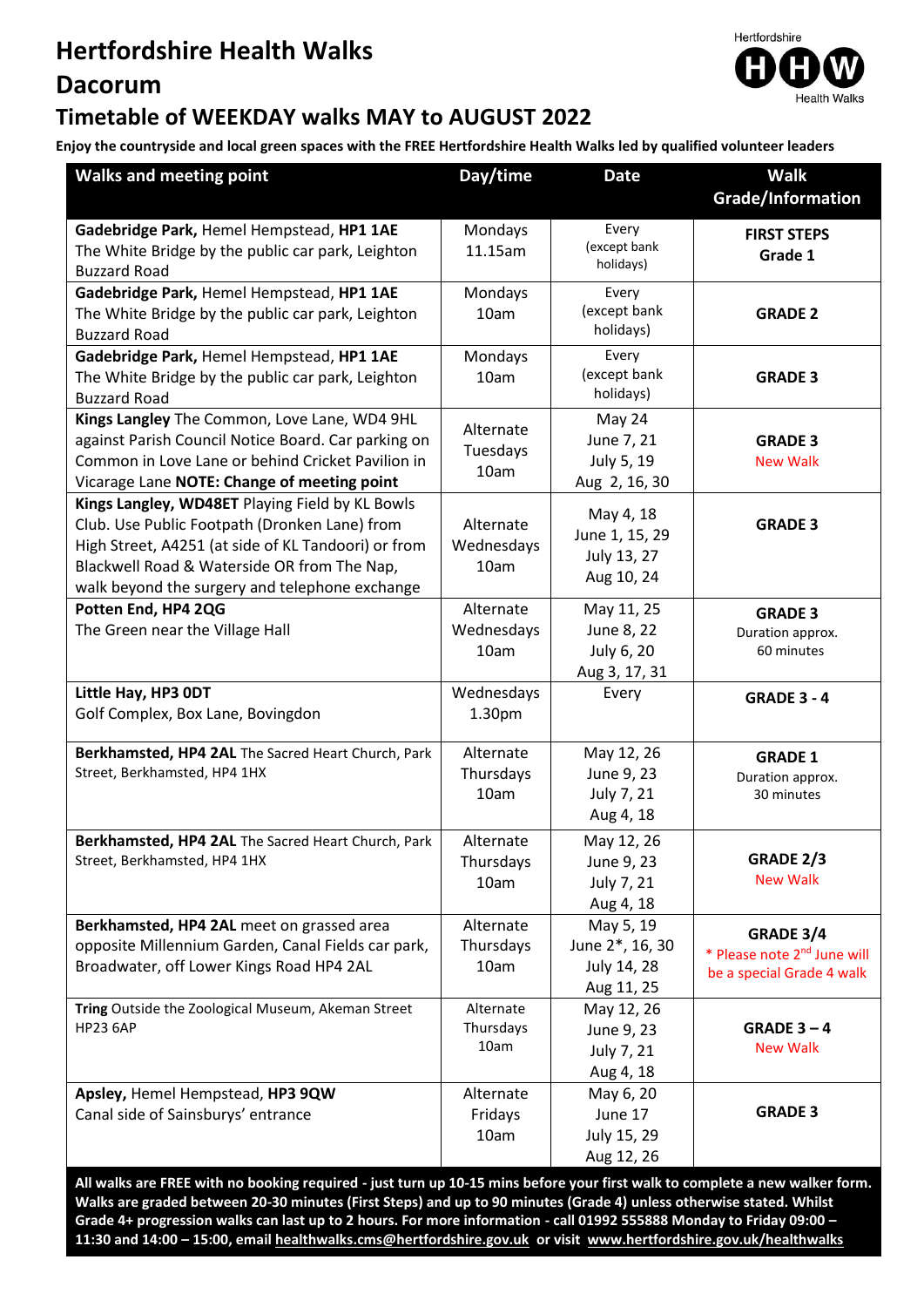# Hertfordshire Health Walks

## Dacorum

## Timetable of WEEKDAY walks MAY to AUGUST 2022

**Enjoy the countryside and local green spaces with the FREE Hertfordshire Health Walks led by qualified volunteer leaders**

| Walks and meeting point | Day/time | Date | Walk Grade/Information |
|---|---|---|---|
| **Gadebridge Park,** Hemel Hempstead, **HP1 1AE** The White Bridge by the public car park, Leighton Buzzard Road | Mondays 11.15am | Every (except bank holidays) | **FIRST STEPS Grade 1** |
| **Gadebridge Park,** Hemel Hempstead, **HP1 1AE** The White Bridge by the public car park, Leighton Buzzard Road | Mondays 10am | Every (except bank holidays) | **GRADE 2** |
| **Gadebridge Park,** Hemel Hempstead, **HP1 1AE** The White Bridge by the public car park, Leighton Buzzard Road | Mondays 10am | Every (except bank holidays) | **GRADE 3** |
| **Kings Langley** The Common, Love Lane, WD4 9HL against Parish Council Notice Board. Car parking on Common in Love Lane or behind Cricket Pavilion in Vicarage Lane **NOTE: Change of meeting point** | Alternate Tuesdays 10am | May 24<br>June 7, 21<br>July 5, 19<br>Aug 2, 16, 30 | **GRADE 3** New Walk |
| **Kings Langley, WD48ET** Playing Field by KL Bowls Club. Use Public Footpath (Dronken Lane) from High Street, A4251 (at side of KL Tandoori) or from Blackwell Road & Waterside OR from The Nap, walk beyond the surgery and telephone exchange | Alternate Wednesdays 10am | May 4, 18<br>June 1, 15, 29<br>July 13, 27<br>Aug 10, 24 | **GRADE 3** |
| **Potten End, HP4 2QG** The Green near the Village Hall | Alternate Wednesdays 10am | May 11, 25<br>June 8, 22<br>July 6, 20<br>Aug 3, 17, 31 | **GRADE 3** Duration approx. 60 minutes |
| **Little Hay, HP3 0DT** Golf Complex, Box Lane, Bovingdon | Wednesdays 1.30pm | Every | **GRADE 3 - 4** |
| **Berkhamsted, HP4 2AL** The Sacred Heart Church, Park Street, Berkhamsted, HP4 1HX | Alternate Thursdays 10am | May 12, 26<br>June 9, 23<br>July 7, 21<br>Aug 4, 18 | **GRADE 1** Duration approx. 30 minutes |
| **Berkhamsted, HP4 2AL** The Sacred Heart Church, Park Street, Berkhamsted, HP4 1HX | Alternate Thursdays 10am | May 12, 26<br>June 9, 23<br>July 7, 21<br>Aug 4, 18 | **GRADE 2/3** New Walk |
| **Berkhamsted, HP4 2AL** meet on grassed area opposite Millennium Garden, Canal Fields car park, Broadwater, off Lower Kings Road HP4 2AL | Alternate Thursdays 10am | May 5, 19<br>June 2*, 16, 30<br>July 14, 28<br>Aug 11, 25 | **GRADE 3/4** * Please note 2nd June will be a special Grade 4 walk |
| **Tring** Outside the Zoological Museum, Akeman Street HP23 6AP | Alternate Thursdays 10am | May 12, 26<br>June 9, 23<br>July 7, 21<br>Aug 4, 18 | **GRADE 3 – 4** New Walk |
| **Apsley,** Hemel Hempstead, **HP3 9QW** Canal side of Sainsburys' entrance | Alternate Fridays 10am | May 6, 20<br>June 17<br>July 15, 29<br>Aug 12, 26 | **GRADE 3** |

**All walks are FREE with no booking required - just turn up 10-15 mins before your first walk to complete a new walker form. Walks are graded between 20-30 minutes (First Steps) and up to 90 minutes (Grade 4) unless otherwise stated. Whilst Grade 4+ progression walks can last up to 2 hours. For more information - call 01992 555888 Monday to Friday 09:00 – 11:30 and 14:00 – 15:00, email healthwalks.cms@hertfordshire.gov.uk or visit www.hertfordshire.gov.uk/healthwalks**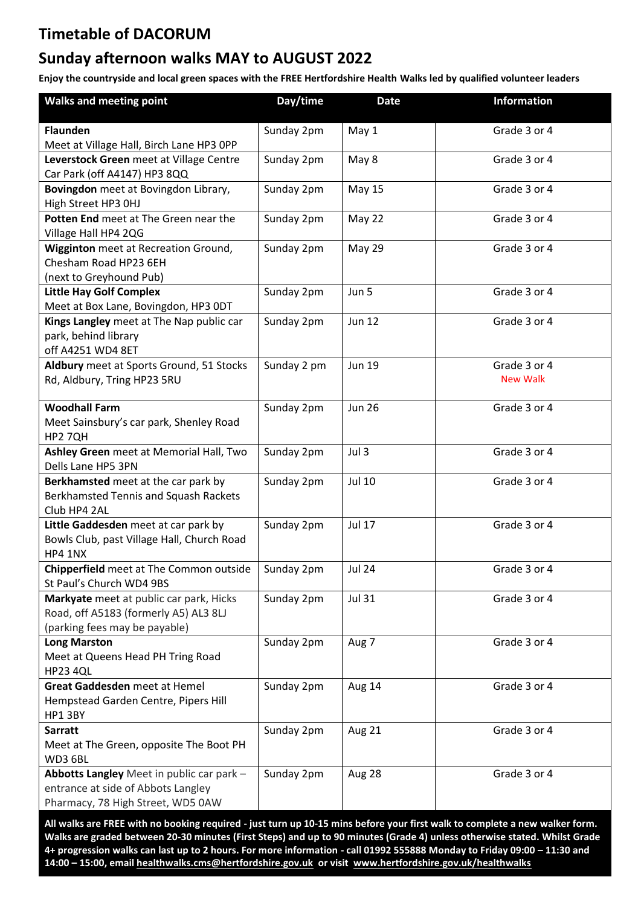## Timetable of DACORUM

## Sunday afternoon walks MAY to AUGUST 2022

**Enjoy the countryside and local green spaces with the FREE Hertfordshire Health Walks led by qualified volunteer leaders**

| Walks and meeting point | Day/time | Date | Information |
|---|---|---|---|
| **Flaunden** Meet at Village Hall, Birch Lane HP3 0PP | Sunday 2pm | May 1 | Grade 3 or 4 |
| **Leverstock Green** meet at Village Centre Car Park (off A4147) HP3 8QQ | Sunday 2pm | May 8 | Grade 3 or 4 |
| **Bovingdon** meet at Bovingdon Library, High Street HP3 0HJ | Sunday 2pm | May 15 | Grade 3 or 4 |
| **Potten End** meet at The Green near the Village Hall HP4 2QG | Sunday 2pm | May 22 | Grade 3 or 4 |
| **Wigginton** meet at Recreation Ground, Chesham Road HP23 6EH (next to Greyhound Pub) | Sunday 2pm | May 29 | Grade 3 or 4 |
| **Little Hay Golf Complex** Meet at Box Lane, Bovingdon, HP3 0DT | Sunday 2pm | Jun 5 | Grade 3 or 4 |
| **Kings Langley** meet at The Nap public car park, behind library off A4251 WD4 8ET | Sunday 2pm | Jun 12 | Grade 3 or 4 |
| **Aldbury** meet at Sports Ground, 51 Stocks Rd, Aldbury, Tring HP23 5RU | Sunday 2 pm | Jun 19 | Grade 3 or 4 New Walk |
| **Woodhall Farm** Meet Sainsbury's car park, Shenley Road HP2 7QH | Sunday 2pm | Jun 26 | Grade 3 or 4 |
| **Ashley Green** meet at Memorial Hall, Two Dells Lane HP5 3PN | Sunday 2pm | Jul 3 | Grade 3 or 4 |
| **Berkhamsted** meet at the car park by Berkhamsted Tennis and Squash Rackets Club HP4 2AL | Sunday 2pm | Jul 10 | Grade 3 or 4 |
| **Little Gaddesden** meet at car park by Bowls Club, past Village Hall, Church Road HP4 1NX | Sunday 2pm | Jul 17 | Grade 3 or 4 |
| **Chipperfield** meet at The Common outside St Paul's Church WD4 9BS | Sunday 2pm | Jul 24 | Grade 3 or 4 |
| **Markyate** meet at public car park, Hicks Road, off A5183 (formerly A5) AL3 8LJ (parking fees may be payable) | Sunday 2pm | Jul 31 | Grade 3 or 4 |
| **Long Marston** Meet at Queens Head PH Tring Road HP23 4QL | Sunday 2pm | Aug 7 | Grade 3 or 4 |
| **Great Gaddesden** meet at Hemel Hempstead Garden Centre, Pipers Hill HP1 3BY | Sunday 2pm | Aug 14 | Grade 3 or 4 |
| **Sarratt** Meet at The Green, opposite The Boot PH WD3 6BL | Sunday 2pm | Aug 21 | Grade 3 or 4 |
| **Abbotts Langley** Meet in public car park – entrance at side of Abbots Langley Pharmacy, 78 High Street, WD5 0AW | Sunday 2pm | Aug 28 | Grade 3 or 4 |

**All walks are FREE with no booking required - just turn up 10-15 mins before your first walk to complete a new walker form. Walks are graded between 20-30 minutes (First Steps) and up to 90 minutes (Grade 4) unless otherwise stated. Whilst Grade 4+ progression walks can last up to 2 hours. For more information - call 01992 555888 Monday to Friday 09:00 – 11:30 and 14:00 – 15:00, email healthwalks.cms@hertfordshire.gov.uk or visit www.hertfordshire.gov.uk/healthwalks**